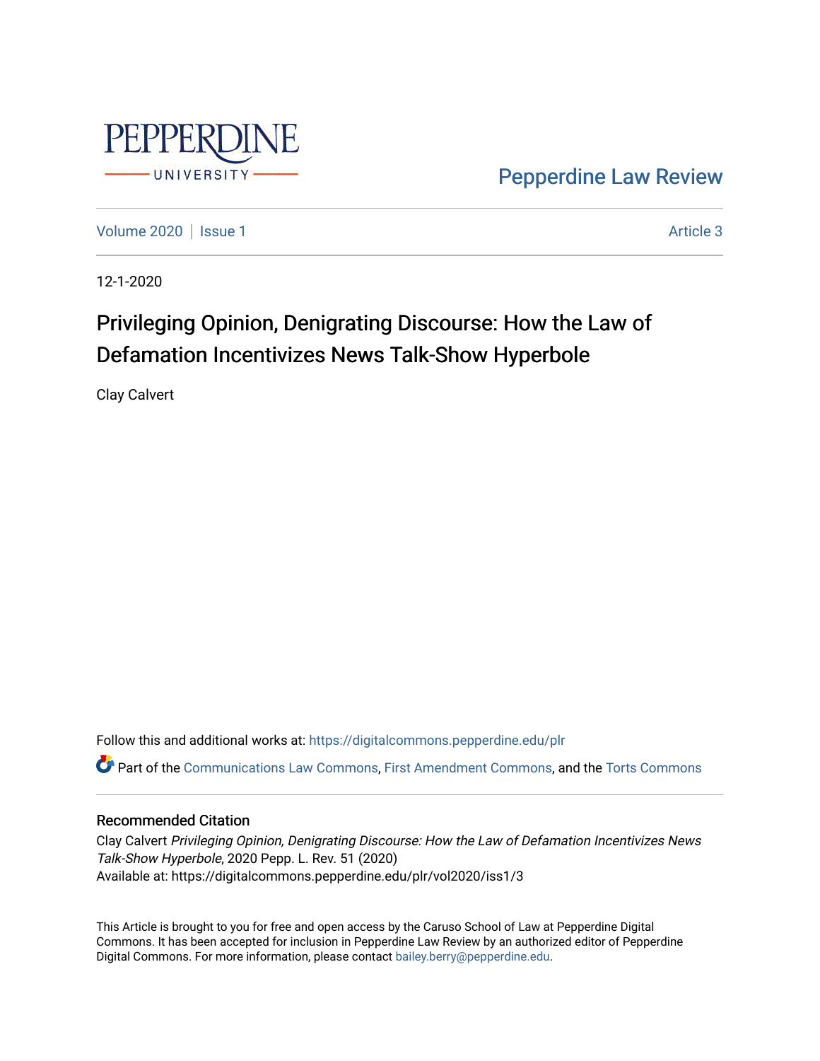PEPPERDINE UNIVERSITY

Pepperdine Law Review

Volume 2020 | Issue 1 Article 3

12-1-2020

# Privileging Opinion, Denigrating Discourse: How the Law of Defamation Incentivizes News Talk-Show Hyperbole

Clay Calvert

Follow this and additional works at: https://digitalcommons.pepperdine.edu/plr

Part of the Communications Law Commons, First Amendment Commons, and the Torts Commons

## Recommended Citation

Clay Calvert *Privileging Opinion, Denigrating Discourse: How the Law of Defamation Incentivizes News Talk-Show Hyperbole*, 2020 Pepp. L. Rev. 51 (2020)
Available at: https://digitalcommons.pepperdine.edu/plr/vol2020/iss1/3

This Article is brought to you for free and open access by the Caruso School of Law at Pepperdine Digital Commons. It has been accepted for inclusion in Pepperdine Law Review by an authorized editor of Pepperdine Digital Commons. For more information, please contact bailey.berry@pepperdine.edu.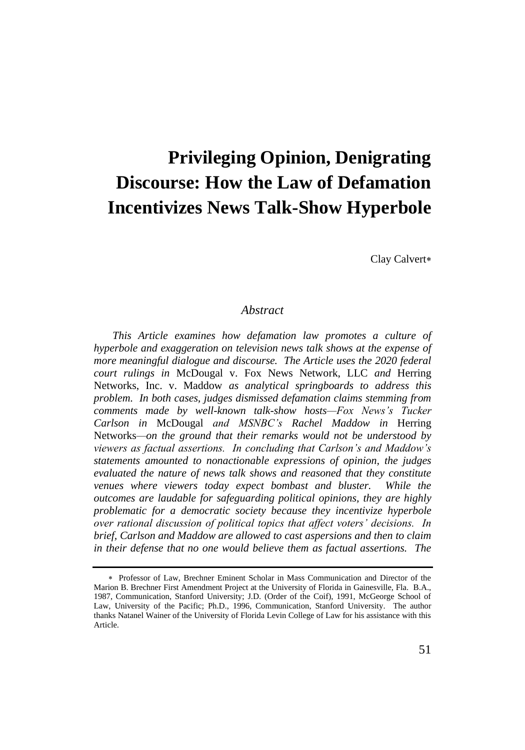# Privileging Opinion, Denigrating Discourse: How the Law of Defamation Incentivizes News Talk-Show Hyperbole

Clay Calvert*

## *Abstract*

*This Article examines how defamation law promotes a culture of hyperbole and exaggeration on television news talk shows at the expense of more meaningful dialogue and discourse. The Article uses the 2020 federal court rulings in* McDougal v. Fox News Network, LLC *and* Herring Networks, Inc. v. Maddow *as analytical springboards to address this problem. In both cases, judges dismissed defamation claims stemming from comments made by well-known talk-show hosts—Fox News's Tucker Carlson in* McDougal *and MSNBC's Rachel Maddow in* Herring Networks*—on the ground that their remarks would not be understood by viewers as factual assertions. In concluding that Carlson's and Maddow's statements amounted to nonactionable expressions of opinion, the judges evaluated the nature of news talk shows and reasoned that they constitute venues where viewers today expect bombast and bluster. While the outcomes are laudable for safeguarding political opinions, they are highly problematic for a democratic society because they incentivize hyperbole over rational discussion of political topics that affect voters' decisions. In brief, Carlson and Maddow are allowed to cast aspersions and then to claim in their defense that no one would believe them as factual assertions. The*

---

\* Professor of Law, Brechner Eminent Scholar in Mass Communication and Director of the Marion B. Brechner First Amendment Project at the University of Florida in Gainesville, Fla. B.A., 1987, Communication, Stanford University; J.D. (Order of the Coif), 1991, McGeorge School of Law, University of the Pacific; Ph.D., 1996, Communication, Stanford University. The author thanks Natanel Wainer of the University of Florida Levin College of Law for his assistance with this Article.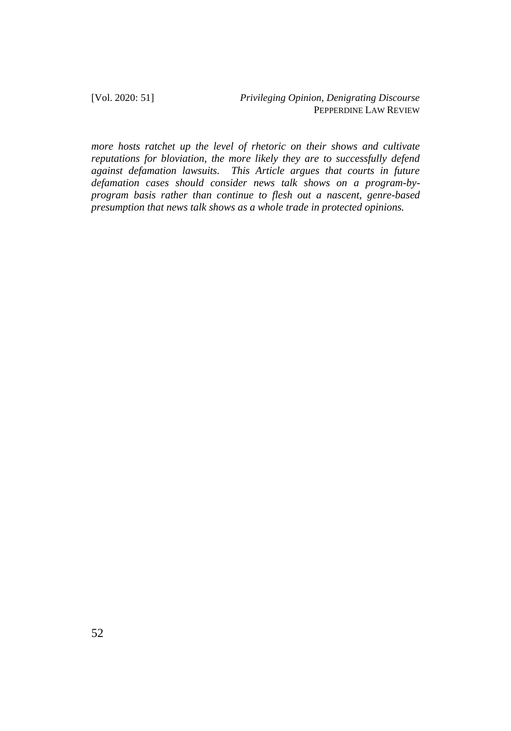*more hosts ratchet up the level of rhetoric on their shows and cultivate reputations for bloviation, the more likely they are to successfully defend against defamation lawsuits. This Article argues that courts in future defamation cases should consider news talk shows on a program-by-program basis rather than continue to flesh out a nascent, genre-based presumption that news talk shows as a whole trade in protected opinions.*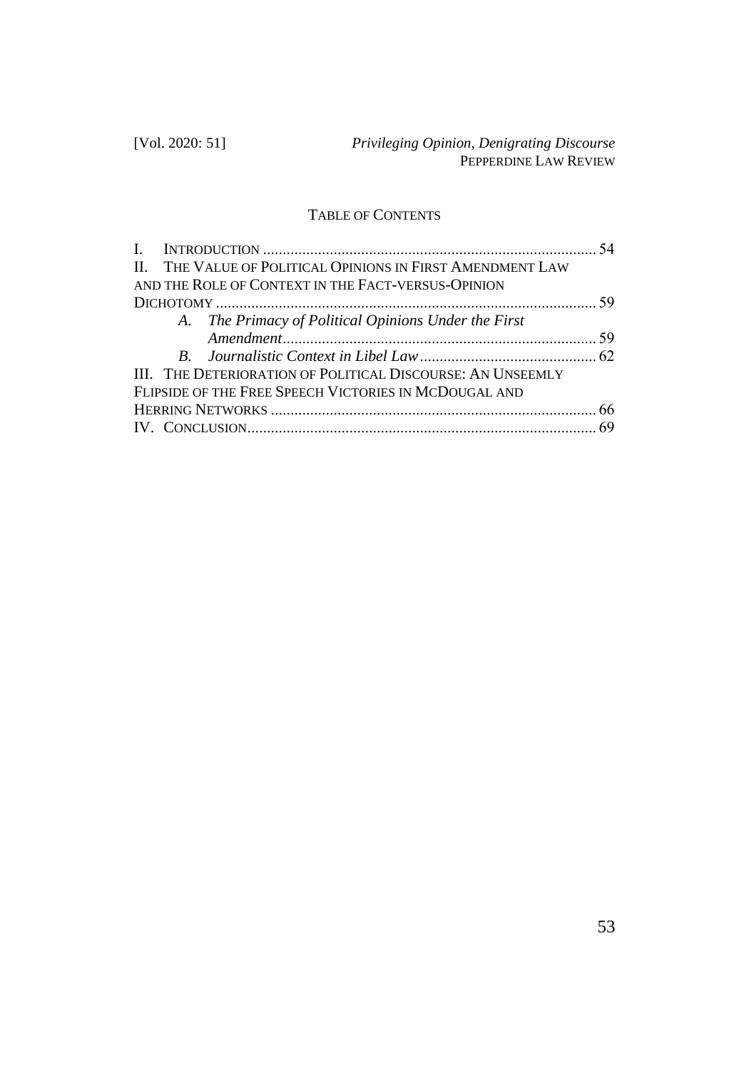## Table of Contents

I. Introduction .................................................................................... 54

II. The Value of Political Opinions in First Amendment Law and the Role of Context in the Fact-versus-Opinion Dichotomy ................................................................................ 59

- *A. The Primacy of Political Opinions Under the First Amendment* ................................................................................ 59
- *B. Journalistic Context in Libel Law* ............................................ 62

III. The Deterioration of Political Discourse: An Unseemly Flipside of the Free Speech Victories in McDougal and Herring Networks .................................................................................. 66

IV. Conclusion........................................................................................ 69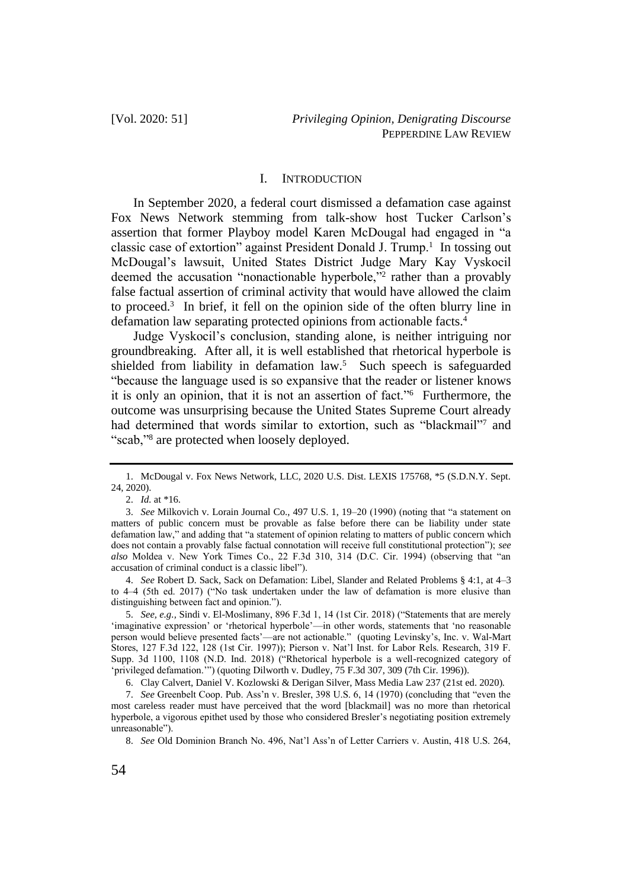## I. INTRODUCTION

In September 2020, a federal court dismissed a defamation case against Fox News Network stemming from talk-show host Tucker Carlson's assertion that former Playboy model Karen McDougal had engaged in "a classic case of extortion" against President Donald J. Trump.[1] In tossing out McDougal's lawsuit, United States District Judge Mary Kay Vyskocil deemed the accusation "nonactionable hyperbole,"[2] rather than a provably false factual assertion of criminal activity that would have allowed the claim to proceed.[3] In brief, it fell on the opinion side of the often blurry line in defamation law separating protected opinions from actionable facts.[4]

Judge Vyskocil's conclusion, standing alone, is neither intriguing nor groundbreaking. After all, it is well established that rhetorical hyperbole is shielded from liability in defamation law.[5] Such speech is safeguarded "because the language used is so expansive that the reader or listener knows it is only an opinion, that it is not an assertion of fact."[6] Furthermore, the outcome was unsurprising because the United States Supreme Court already had determined that words similar to extortion, such as "blackmail"[7] and "scab,"[8] are protected when loosely deployed.

---

1. McDougal v. Fox News Network, LLC, 2020 U.S. Dist. LEXIS 175768, *5 (S.D.N.Y. Sept. 24, 2020).

2. *Id.* at *16.

3. *See* Milkovich v. Lorain Journal Co., 497 U.S. 1, 19–20 (1990) (noting that "a statement on matters of public concern must be provable as false before there can be liability under state defamation law," and adding that "a statement of opinion relating to matters of public concern which does not contain a provably false factual connotation will receive full constitutional protection"); *see also* Moldea v. New York Times Co., 22 F.3d 310, 314 (D.C. Cir. 1994) (observing that "an accusation of criminal conduct is a classic libel").

4. *See* Robert D. Sack, Sack on Defamation: Libel, Slander and Related Problems § 4:1, at 4–3 to 4–4 (5th ed. 2017) ("No task undertaken under the law of defamation is more elusive than distinguishing between fact and opinion.").

5. *See, e.g.*, Sindi v. El-Moslimany, 896 F.3d 1, 14 (1st Cir. 2018) ("Statements that are merely 'imaginative expression' or 'rhetorical hyperbole'—in other words, statements that 'no reasonable person would believe presented facts'—are not actionable." (quoting Levinsky's, Inc. v. Wal-Mart Stores, 127 F.3d 122, 128 (1st Cir. 1997)); Pierson v. Nat'l Inst. for Labor Rels. Research, 319 F. Supp. 3d 1100, 1108 (N.D. Ind. 2018) ("Rhetorical hyperbole is a well-recognized category of 'privileged defamation.'") (quoting Dilworth v. Dudley, 75 F.3d 307, 309 (7th Cir. 1996)).

6. Clay Calvert, Daniel V. Kozlowski & Derigan Silver, Mass Media Law 237 (21st ed. 2020).

7. *See* Greenbelt Coop. Pub. Ass'n v. Bresler, 398 U.S. 6, 14 (1970) (concluding that "even the most careless reader must have perceived that the word [blackmail] was no more than rhetorical hyperbole, a vigorous epithet used by those who considered Bresler's negotiating position extremely unreasonable").

8. *See* Old Dominion Branch No. 496, Nat'l Ass'n of Letter Carriers v. Austin, 418 U.S. 264,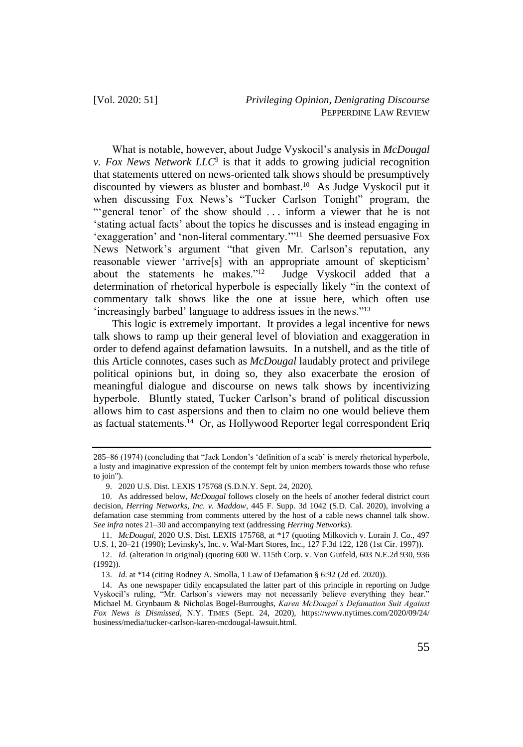What is notable, however, about Judge Vyskocil's analysis in *McDougal v. Fox News Network LLC*[9] is that it adds to growing judicial recognition that statements uttered on news-oriented talk shows should be presumptively discounted by viewers as bluster and bombast.[10] As Judge Vyskocil put it when discussing Fox News's "Tucker Carlson Tonight" program, the "'general tenor' of the show should . . . inform a viewer that he is not 'stating actual facts' about the topics he discusses and is instead engaging in 'exaggeration' and 'non-literal commentary.'"[11] She deemed persuasive Fox News Network's argument "that given Mr. Carlson's reputation, any reasonable viewer 'arrive[s] with an appropriate amount of skepticism' about the statements he makes."[12] Judge Vyskocil added that a determination of rhetorical hyperbole is especially likely "in the context of commentary talk shows like the one at issue here, which often use 'increasingly barbed' language to address issues in the news."[13]

This logic is extremely important. It provides a legal incentive for news talk shows to ramp up their general level of bloviation and exaggeration in order to defend against defamation lawsuits. In a nutshell, and as the title of this Article connotes, cases such as *McDougal* laudably protect and privilege political opinions but, in doing so, they also exacerbate the erosion of meaningful dialogue and discourse on news talk shows by incentivizing hyperbole. Bluntly stated, Tucker Carlson's brand of political discussion allows him to cast aspersions and then to claim no one would believe them as factual statements.[14] Or, as Hollywood Reporter legal correspondent Eriq

---

285–86 (1974) (concluding that "Jack London's 'definition of a scab' is merely rhetorical hyperbole, a lusty and imaginative expression of the contempt felt by union members towards those who refuse to join").

9. 2020 U.S. Dist. LEXIS 175768 (S.D.N.Y. Sept. 24, 2020).

10. As addressed below, *McDougal* follows closely on the heels of another federal district court decision, *Herring Networks, Inc. v. Maddow*, 445 F. Supp. 3d 1042 (S.D. Cal. 2020), involving a defamation case stemming from comments uttered by the host of a cable news channel talk show. *See infra* notes 21–30 and accompanying text (addressing *Herring Networks*).

11. *McDougal*, 2020 U.S. Dist. LEXIS 175768, at *17 (quoting Milkovich v. Lorain J. Co., 497 U.S. 1, 20–21 (1990); Levinsky's, Inc. v. Wal-Mart Stores, Inc., 127 F.3d 122, 128 (1st Cir. 1997)).

12. *Id.* (alteration in original) (quoting 600 W. 115th Corp. v. Von Gutfeld, 603 N.E.2d 930, 936 (1992)).

13. *Id.* at *14 (citing Rodney A. Smolla, 1 Law of Defamation § 6:92 (2d ed. 2020)).

14. As one newspaper tidily encapsulated the latter part of this principle in reporting on Judge Vyskocil's ruling, "Mr. Carlson's viewers may not necessarily believe everything they hear." Michael M. Grynbaum & Nicholas Bogel-Burroughs, *Karen McDougal's Defamation Suit Against Fox News is Dismissed*, N.Y. TIMES (Sept. 24, 2020), https://www.nytimes.com/2020/09/24/business/media/tucker-carlson-karen-mcdougal-lawsuit.html.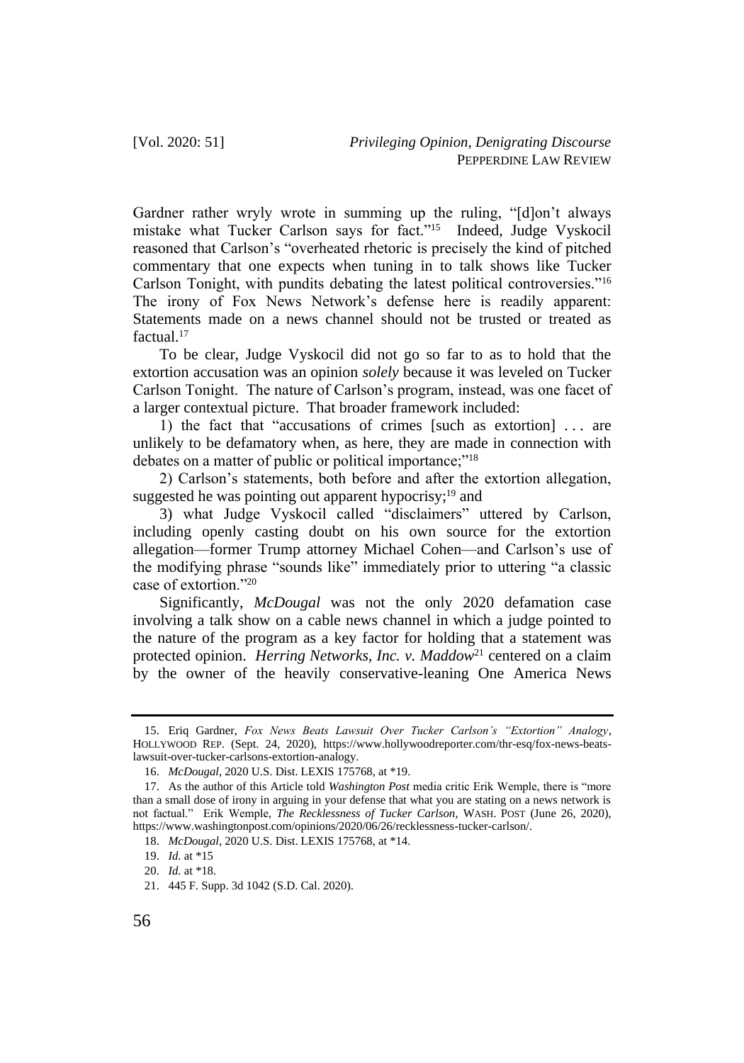Gardner rather wryly wrote in summing up the ruling, "[d]on't always mistake what Tucker Carlson says for fact."[15] Indeed, Judge Vyskocil reasoned that Carlson's "overheated rhetoric is precisely the kind of pitched commentary that one expects when tuning in to talk shows like Tucker Carlson Tonight, with pundits debating the latest political controversies."[16] The irony of Fox News Network's defense here is readily apparent: Statements made on a news channel should not be trusted or treated as factual.[17]

To be clear, Judge Vyskocil did not go so far to as to hold that the extortion accusation was an opinion *solely* because it was leveled on Tucker Carlson Tonight. The nature of Carlson's program, instead, was one facet of a larger contextual picture. That broader framework included:

1) the fact that "accusations of crimes [such as extortion] . . . are unlikely to be defamatory when, as here, they are made in connection with debates on a matter of public or political importance;"[18]

2) Carlson's statements, both before and after the extortion allegation, suggested he was pointing out apparent hypocrisy;[19] and

3) what Judge Vyskocil called "disclaimers" uttered by Carlson, including openly casting doubt on his own source for the extortion allegation—former Trump attorney Michael Cohen—and Carlson's use of the modifying phrase "sounds like" immediately prior to uttering "a classic case of extortion."[20]

Significantly, *McDougal* was not the only 2020 defamation case involving a talk show on a cable news channel in which a judge pointed to the nature of the program as a key factor for holding that a statement was protected opinion. *Herring Networks, Inc. v. Maddow*[21] centered on a claim by the owner of the heavily conservative-leaning One America News

---

15. Eriq Gardner, *Fox News Beats Lawsuit Over Tucker Carlson's "Extortion" Analogy*, HOLLYWOOD REP. (Sept. 24, 2020), https://www.hollywoodreporter.com/thr-esq/fox-news-beats-lawsuit-over-tucker-carlsons-extortion-analogy.

16. *McDougal*, 2020 U.S. Dist. LEXIS 175768, at *19.

17. As the author of this Article told *Washington Post* media critic Erik Wemple, there is "more than a small dose of irony in arguing in your defense that what you are stating on a news network is not factual." Erik Wemple, *The Recklessness of Tucker Carlson*, WASH. POST (June 26, 2020), https://www.washingtonpost.com/opinions/2020/06/26/recklessness-tucker-carlson/.

18. *McDougal*, 2020 U.S. Dist. LEXIS 175768, at *14.

19. *Id.* at *15

20. *Id.* at *18.

21. 445 F. Supp. 3d 1042 (S.D. Cal. 2020).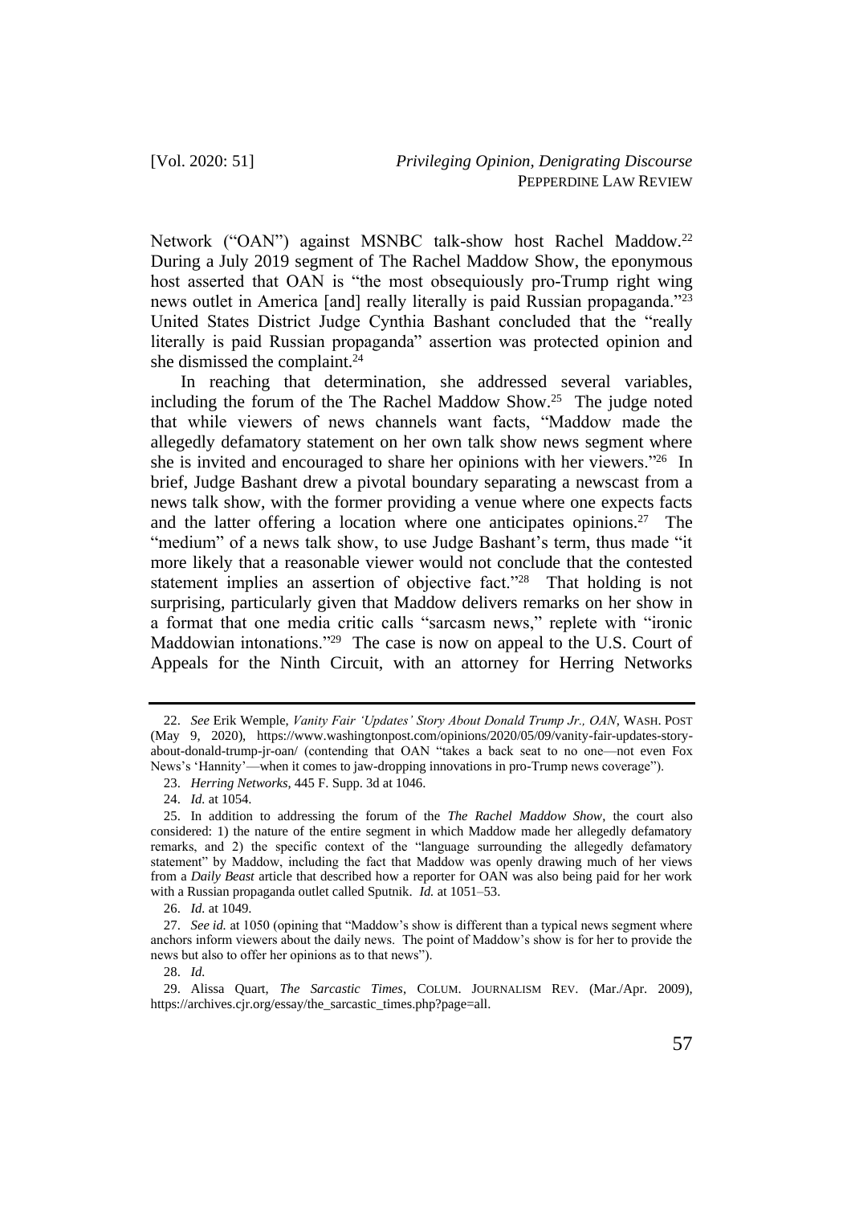Network ("OAN") against MSNBC talk-show host Rachel Maddow.[22] During a July 2019 segment of The Rachel Maddow Show, the eponymous host asserted that OAN is "the most obsequiously pro-Trump right wing news outlet in America [and] really literally is paid Russian propaganda."[23] United States District Judge Cynthia Bashant concluded that the "really literally is paid Russian propaganda" assertion was protected opinion and she dismissed the complaint.[24]

In reaching that determination, she addressed several variables, including the forum of the The Rachel Maddow Show.[25] The judge noted that while viewers of news channels want facts, "Maddow made the allegedly defamatory statement on her own talk show news segment where she is invited and encouraged to share her opinions with her viewers."[26] In brief, Judge Bashant drew a pivotal boundary separating a newscast from a news talk show, with the former providing a venue where one expects facts and the latter offering a location where one anticipates opinions.[27] The "medium" of a news talk show, to use Judge Bashant's term, thus made "it more likely that a reasonable viewer would not conclude that the contested statement implies an assertion of objective fact."[28] That holding is not surprising, particularly given that Maddow delivers remarks on her show in a format that one media critic calls "sarcasm news," replete with "ironic Maddowian intonations."[29] The case is now on appeal to the U.S. Court of Appeals for the Ninth Circuit, with an attorney for Herring Networks

---

22. *See* Erik Wemple, *Vanity Fair 'Updates' Story About Donald Trump Jr., OAN*, WASH. POST (May 9, 2020), https://www.washingtonpost.com/opinions/2020/05/09/vanity-fair-updates-story-about-donald-trump-jr-oan/ (contending that OAN "takes a back seat to no one—not even Fox News's 'Hannity'—when it comes to jaw-dropping innovations in pro-Trump news coverage").

23. *Herring Networks*, 445 F. Supp. 3d at 1046.

24. *Id.* at 1054.

25. In addition to addressing the forum of the *The Rachel Maddow Show*, the court also considered: 1) the nature of the entire segment in which Maddow made her allegedly defamatory remarks, and 2) the specific context of the "language surrounding the allegedly defamatory statement" by Maddow, including the fact that Maddow was openly drawing much of her views from a *Daily Beast* article that described how a reporter for OAN was also being paid for her work with a Russian propaganda outlet called Sputnik. *Id.* at 1051–53.

26. *Id.* at 1049.

27. *See id.* at 1050 (opining that "Maddow's show is different than a typical news segment where anchors inform viewers about the daily news. The point of Maddow's show is for her to provide the news but also to offer her opinions as to that news").

28. *Id.*

29. Alissa Quart, *The Sarcastic Times*, COLUM. JOURNALISM REV. (Mar./Apr. 2009), https://archives.cjr.org/essay/the_sarcastic_times.php?page=all.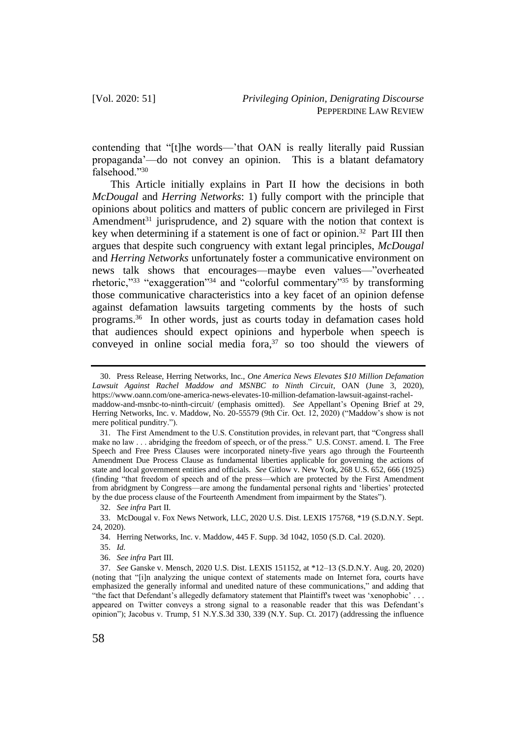contending that "[t]he words—'that OAN is really literally paid Russian propaganda'—do not convey an opinion. This is a blatant defamatory falsehood."[30]

This Article initially explains in Part II how the decisions in both *McDougal* and *Herring Networks*: 1) fully comport with the principle that opinions about politics and matters of public concern are privileged in First Amendment[31] jurisprudence, and 2) square with the notion that context is key when determining if a statement is one of fact or opinion.[32] Part III then argues that despite such congruency with extant legal principles, *McDougal* and *Herring Networks* unfortunately foster a communicative environment on news talk shows that encourages—maybe even values—"overheated rhetoric,"[33] "exaggeration"[34] and "colorful commentary"[35] by transforming those communicative characteristics into a key facet of an opinion defense against defamation lawsuits targeting comments by the hosts of such programs.[36] In other words, just as courts today in defamation cases hold that audiences should expect opinions and hyperbole when speech is conveyed in online social media fora,[37] so too should the viewers of

---

30. Press Release, Herring Networks, Inc., *One America News Elevates $10 Million Defamation Lawsuit Against Rachel Maddow and MSNBC to Ninth Circuit*, OAN (June 3, 2020), https://www.oann.com/one-america-news-elevates-10-million-defamation-lawsuit-against-rachel-maddow-and-msnbc-to-ninth-circuit/ (emphasis omitted). *See* Appellant's Opening Brief at 29, Herring Networks, Inc. v. Maddow, No. 20-55579 (9th Cir. Oct. 12, 2020) ("Maddow's show is not mere political punditry.").

31. The First Amendment to the U.S. Constitution provides, in relevant part, that "Congress shall make no law . . . abridging the freedom of speech, or of the press." U.S. CONST. amend. I. The Free Speech and Free Press Clauses were incorporated ninety-five years ago through the Fourteenth Amendment Due Process Clause as fundamental liberties applicable for governing the actions of state and local government entities and officials. *See* Gitlow v. New York, 268 U.S. 652, 666 (1925) (finding "that freedom of speech and of the press—which are protected by the First Amendment from abridgment by Congress—are among the fundamental personal rights and 'liberties' protected by the due process clause of the Fourteenth Amendment from impairment by the States").

32. *See infra* Part II.

33. McDougal v. Fox News Network, LLC, 2020 U.S. Dist. LEXIS 175768, *19 (S.D.N.Y. Sept. 24, 2020).

34. Herring Networks, Inc. v. Maddow, 445 F. Supp. 3d 1042, 1050 (S.D. Cal. 2020).

35. *Id.*

36. *See infra* Part III.

37. *See* Ganske v. Mensch, 2020 U.S. Dist. LEXIS 151152, at *12–13 (S.D.N.Y. Aug. 20, 2020) (noting that "[i]n analyzing the unique context of statements made on Internet fora, courts have emphasized the generally informal and unedited nature of these communications," and adding that "the fact that Defendant's allegedly defamatory statement that Plaintiff's tweet was 'xenophobic' . . . appeared on Twitter conveys a strong signal to a reasonable reader that this was Defendant's opinion"); Jacobus v. Trump, 51 N.Y.S.3d 330, 339 (N.Y. Sup. Ct. 2017) (addressing the influence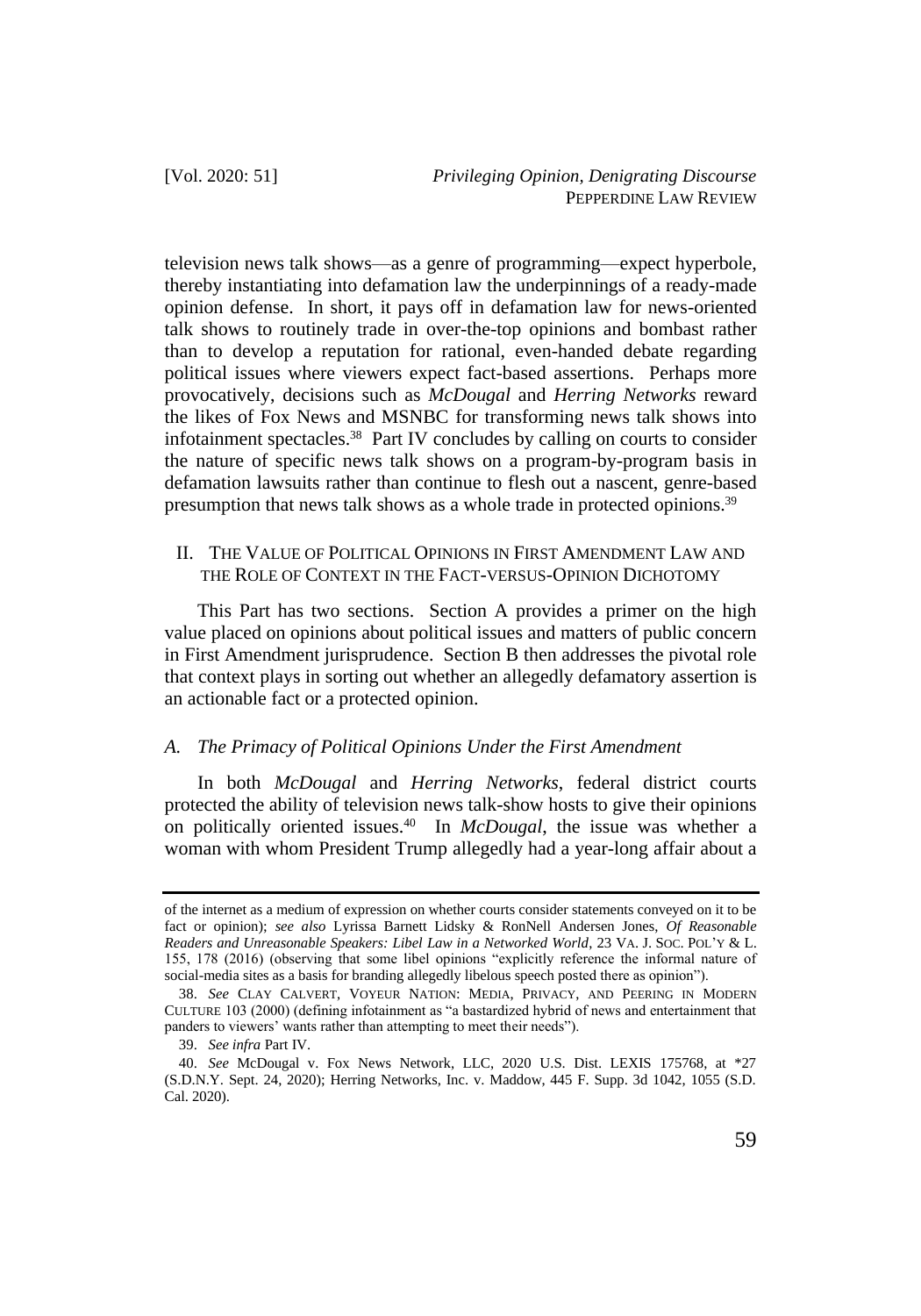television news talk shows—as a genre of programming—expect hyperbole, thereby instantiating into defamation law the underpinnings of a ready-made opinion defense. In short, it pays off in defamation law for news-oriented talk shows to routinely trade in over-the-top opinions and bombast rather than to develop a reputation for rational, even-handed debate regarding political issues where viewers expect fact-based assertions. Perhaps more provocatively, decisions such as *McDougal* and *Herring Networks* reward the likes of Fox News and MSNBC for transforming news talk shows into infotainment spectacles.[38] Part IV concludes by calling on courts to consider the nature of specific news talk shows on a program-by-program basis in defamation lawsuits rather than continue to flesh out a nascent, genre-based presumption that news talk shows as a whole trade in protected opinions.[39]

## II. The Value of Political Opinions in First Amendment Law and the Role of Context in the Fact-versus-Opinion Dichotomy

This Part has two sections. Section A provides a primer on the high value placed on opinions about political issues and matters of public concern in First Amendment jurisprudence. Section B then addresses the pivotal role that context plays in sorting out whether an allegedly defamatory assertion is an actionable fact or a protected opinion.

### *A. The Primacy of Political Opinions Under the First Amendment*

In both *McDougal* and *Herring Networks*, federal district courts protected the ability of television news talk-show hosts to give their opinions on politically oriented issues.[40] In *McDougal*, the issue was whether a woman with whom President Trump allegedly had a year-long affair about a

---

of the internet as a medium of expression on whether courts consider statements conveyed on it to be fact or opinion); *see also* Lyrissa Barnett Lidsky & RonNell Andersen Jones, *Of Reasonable Readers and Unreasonable Speakers: Libel Law in a Networked World*, 23 VA. J. SOC. POL'Y & L. 155, 178 (2016) (observing that some libel opinions "explicitly reference the informal nature of social-media sites as a basis for branding allegedly libelous speech posted there as opinion").

38. *See* CLAY CALVERT, VOYEUR NATION: MEDIA, PRIVACY, AND PEERING IN MODERN CULTURE 103 (2000) (defining infotainment as "a bastardized hybrid of news and entertainment that panders to viewers' wants rather than attempting to meet their needs").

39. *See infra* Part IV.

40. *See* McDougal v. Fox News Network, LLC, 2020 U.S. Dist. LEXIS 175768, at \*27 (S.D.N.Y. Sept. 24, 2020); Herring Networks, Inc. v. Maddow, 445 F. Supp. 3d 1042, 1055 (S.D. Cal. 2020).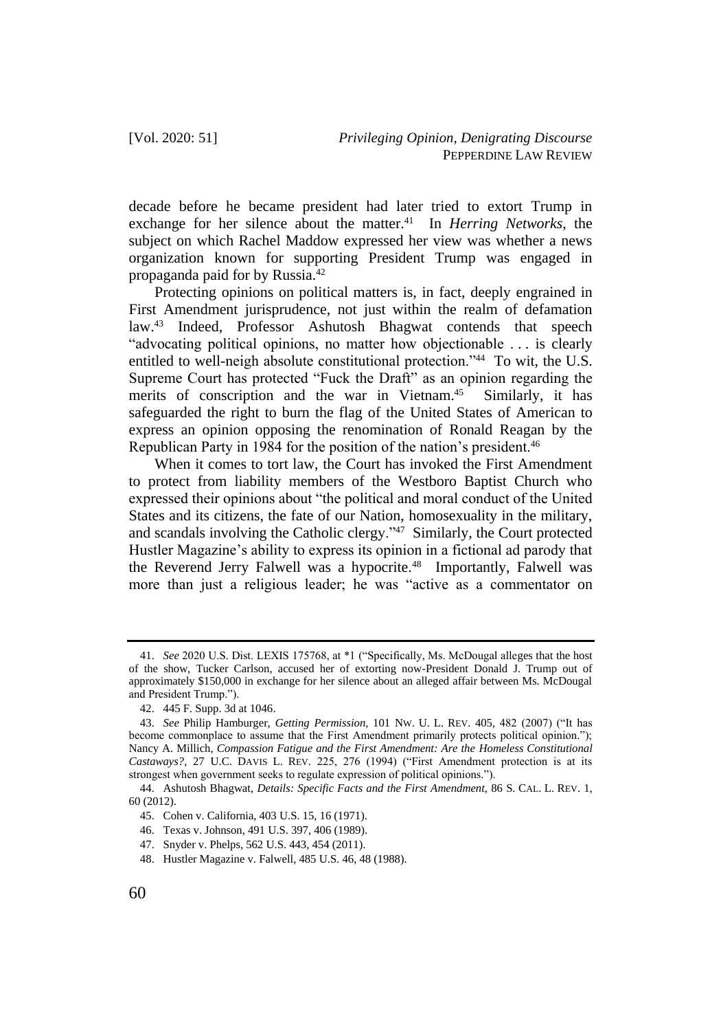decade before he became president had later tried to extort Trump in exchange for her silence about the matter.[41] In *Herring Networks*, the subject on which Rachel Maddow expressed her view was whether a news organization known for supporting President Trump was engaged in propaganda paid for by Russia.[42]

Protecting opinions on political matters is, in fact, deeply engrained in First Amendment jurisprudence, not just within the realm of defamation law.[43] Indeed, Professor Ashutosh Bhagwat contends that speech "advocating political opinions, no matter how objectionable . . . is clearly entitled to well-neigh absolute constitutional protection."[44] To wit, the U.S. Supreme Court has protected "Fuck the Draft" as an opinion regarding the merits of conscription and the war in Vietnam.[45] Similarly, it has safeguarded the right to burn the flag of the United States of American to express an opinion opposing the renomination of Ronald Reagan by the Republican Party in 1984 for the position of the nation's president.[46]

When it comes to tort law, the Court has invoked the First Amendment to protect from liability members of the Westboro Baptist Church who expressed their opinions about "the political and moral conduct of the United States and its citizens, the fate of our Nation, homosexuality in the military, and scandals involving the Catholic clergy."[47] Similarly, the Court protected Hustler Magazine's ability to express its opinion in a fictional ad parody that the Reverend Jerry Falwell was a hypocrite.[48] Importantly, Falwell was more than just a religious leader; he was "active as a commentator on

---

41. *See* 2020 U.S. Dist. LEXIS 175768, at *1 ("Specifically, Ms. McDougal alleges that the host of the show, Tucker Carlson, accused her of extorting now-President Donald J. Trump out of approximately $150,000 in exchange for her silence about an alleged affair between Ms. McDougal and President Trump.").

42. 445 F. Supp. 3d at 1046.

43. *See* Philip Hamburger, *Getting Permission*, 101 NW. U. L. REV. 405, 482 (2007) ("It has become commonplace to assume that the First Amendment primarily protects political opinion."); Nancy A. Millich, *Compassion Fatigue and the First Amendment: Are the Homeless Constitutional Castaways?*, 27 U.C. DAVIS L. REV. 225, 276 (1994) ("First Amendment protection is at its strongest when government seeks to regulate expression of political opinions.").

44. Ashutosh Bhagwat, *Details: Specific Facts and the First Amendment*, 86 S. CAL. L. REV. 1, 60 (2012).

45. Cohen v. California, 403 U.S. 15, 16 (1971).

46. Texas v. Johnson, 491 U.S. 397, 406 (1989).

47. Snyder v. Phelps, 562 U.S. 443, 454 (2011).

48. Hustler Magazine v. Falwell, 485 U.S. 46, 48 (1988).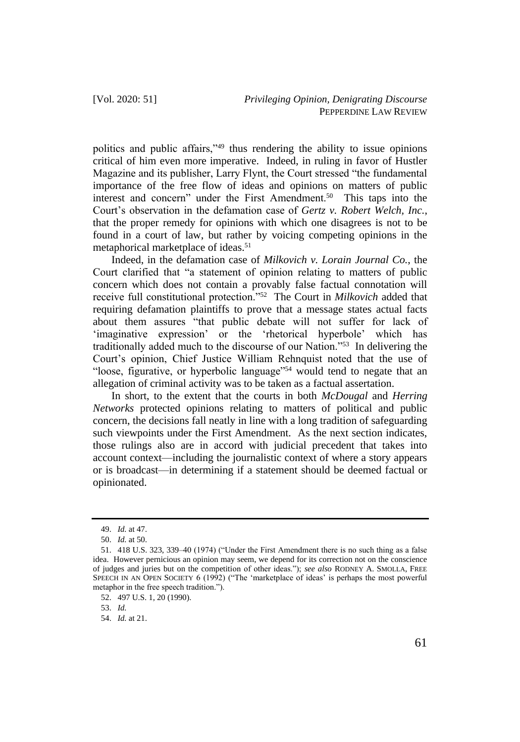politics and public affairs,"[49] thus rendering the ability to issue opinions critical of him even more imperative. Indeed, in ruling in favor of Hustler Magazine and its publisher, Larry Flynt, the Court stressed "the fundamental importance of the free flow of ideas and opinions on matters of public interest and concern" under the First Amendment.[50] This taps into the Court's observation in the defamation case of *Gertz v. Robert Welch, Inc.*, that the proper remedy for opinions with which one disagrees is not to be found in a court of law, but rather by voicing competing opinions in the metaphorical marketplace of ideas.[51]

Indeed, in the defamation case of *Milkovich v. Lorain Journal Co.*, the Court clarified that "a statement of opinion relating to matters of public concern which does not contain a provably false factual connotation will receive full constitutional protection."[52] The Court in *Milkovich* added that requiring defamation plaintiffs to prove that a message states actual facts about them assures "that public debate will not suffer for lack of 'imaginative expression' or the 'rhetorical hyperbole' which has traditionally added much to the discourse of our Nation."[53] In delivering the Court's opinion, Chief Justice William Rehnquist noted that the use of "loose, figurative, or hyperbolic language"[54] would tend to negate that an allegation of criminal activity was to be taken as a factual assertion.

In short, to the extent that the courts in both *McDougal* and *Herring Networks* protected opinions relating to matters of political and public concern, the decisions fall neatly in line with a long tradition of safeguarding such viewpoints under the First Amendment. As the next section indicates, those rulings also are in accord with judicial precedent that takes into account context—including the journalistic context of where a story appears or is broadcast—in determining if a statement should be deemed factual or opinionated.

---

49. *Id.* at 47.

50. *Id.* at 50.

51. 418 U.S. 323, 339–40 (1974) ("Under the First Amendment there is no such thing as a false idea. However pernicious an opinion may seem, we depend for its correction not on the conscience of judges and juries but on the competition of other ideas."); *see also* RODNEY A. SMOLLA, FREE SPEECH IN AN OPEN SOCIETY 6 (1992) ("The 'marketplace of ideas' is perhaps the most powerful metaphor in the free speech tradition.").

52. 497 U.S. 1, 20 (1990).

53. *Id.*

54. *Id.* at 21.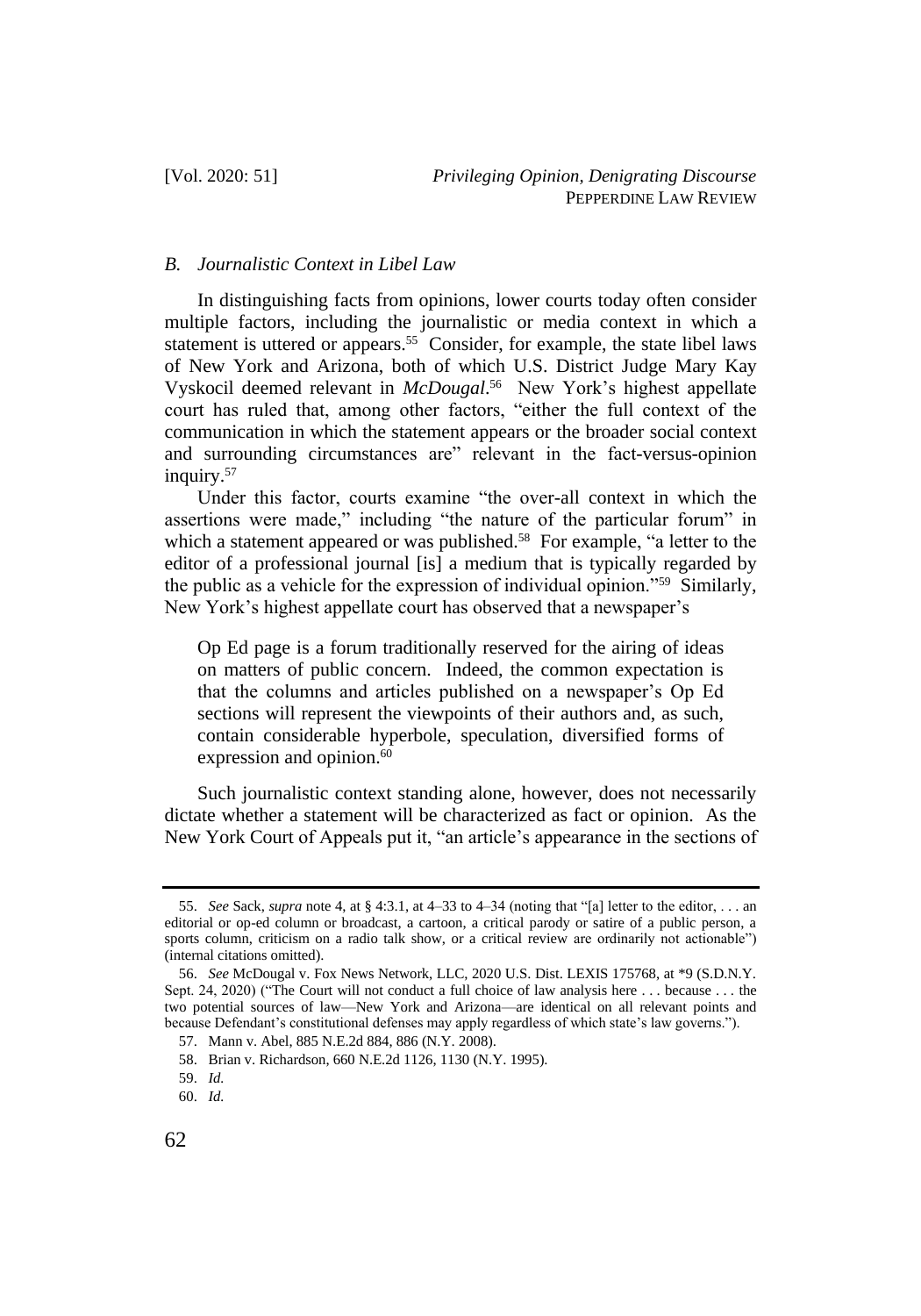### *B. Journalistic Context in Libel Law*

In distinguishing facts from opinions, lower courts today often consider multiple factors, including the journalistic or media context in which a statement is uttered or appears.[55] Consider, for example, the state libel laws of New York and Arizona, both of which U.S. District Judge Mary Kay Vyskocil deemed relevant in *McDougal*.[56] New York's highest appellate court has ruled that, among other factors, "either the full context of the communication in which the statement appears or the broader social context and surrounding circumstances are" relevant in the fact-versus-opinion inquiry.[57]

Under this factor, courts examine "the over-all context in which the assertions were made," including "the nature of the particular forum" in which a statement appeared or was published.[58] For example, "a letter to the editor of a professional journal [is] a medium that is typically regarded by the public as a vehicle for the expression of individual opinion."[59] Similarly, New York's highest appellate court has observed that a newspaper's

> Op Ed page is a forum traditionally reserved for the airing of ideas on matters of public concern. Indeed, the common expectation is that the columns and articles published on a newspaper's Op Ed sections will represent the viewpoints of their authors and, as such, contain considerable hyperbole, speculation, diversified forms of expression and opinion.[60]

Such journalistic context standing alone, however, does not necessarily dictate whether a statement will be characterized as fact or opinion. As the New York Court of Appeals put it, "an article's appearance in the sections of

---

55. *See* Sack, *supra* note 4, at § 4:3.1, at 4–33 to 4–34 (noting that "[a] letter to the editor, . . . an editorial or op-ed column or broadcast, a cartoon, a critical parody or satire of a public person, a sports column, criticism on a radio talk show, or a critical review are ordinarily not actionable") (internal citations omitted).

56. *See* McDougal v. Fox News Network, LLC, 2020 U.S. Dist. LEXIS 175768, at *9 (S.D.N.Y. Sept. 24, 2020) ("The Court will not conduct a full choice of law analysis here . . . because . . . the two potential sources of law—New York and Arizona—are identical on all relevant points and because Defendant's constitutional defenses may apply regardless of which state's law governs.").

57. Mann v. Abel, 885 N.E.2d 884, 886 (N.Y. 2008).

58. Brian v. Richardson, 660 N.E.2d 1126, 1130 (N.Y. 1995).

59. *Id.*

60. *Id.*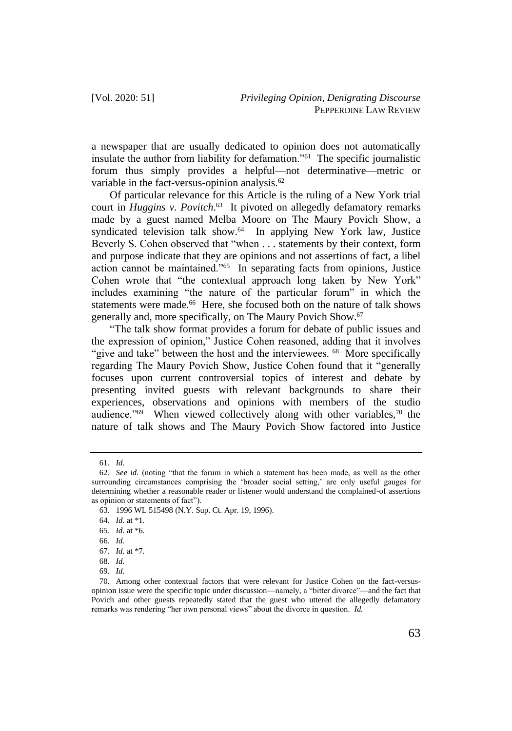a newspaper that are usually dedicated to opinion does not automatically insulate the author from liability for defamation."[61] The specific journalistic forum thus simply provides a helpful—not determinative—metric or variable in the fact-versus-opinion analysis.[62]

Of particular relevance for this Article is the ruling of a New York trial court in *Huggins v. Povitch*.[63] It pivoted on allegedly defamatory remarks made by a guest named Melba Moore on The Maury Povich Show, a syndicated television talk show.[64] In applying New York law, Justice Beverly S. Cohen observed that "when . . . statements by their context, form and purpose indicate that they are opinions and not assertions of fact, a libel action cannot be maintained."[65] In separating facts from opinions, Justice Cohen wrote that "the contextual approach long taken by New York" includes examining "the nature of the particular forum" in which the statements were made.[66] Here, she focused both on the nature of talk shows generally and, more specifically, on The Maury Povich Show.[67]

"The talk show format provides a forum for debate of public issues and the expression of opinion," Justice Cohen reasoned, adding that it involves "give and take" between the host and the interviewees.[68] More specifically regarding The Maury Povich Show, Justice Cohen found that it "generally focuses upon current controversial topics of interest and debate by presenting invited guests with relevant backgrounds to share their experiences, observations and opinions with members of the studio audience."[69] When viewed collectively along with other variables,[70] the nature of talk shows and The Maury Povich Show factored into Justice

---

61. *Id.*

62. *See id.* (noting "that the forum in which a statement has been made, as well as the other surrounding circumstances comprising the 'broader social setting,' are only useful gauges for determining whether a reasonable reader or listener would understand the complained-of assertions as opinion or statements of fact").

63. 1996 WL 515498 (N.Y. Sup. Ct. Apr. 19, 1996).

64. *Id.* at *1.

65. *Id.* at *6.

66. *Id.*

67. *Id.* at *7.

68. *Id.*

69. *Id.*

70. Among other contextual factors that were relevant for Justice Cohen on the fact-versus-opinion issue were the specific topic under discussion—namely, a "bitter divorce"—and the fact that Povich and other guests repeatedly stated that the guest who uttered the allegedly defamatory remarks was rendering "her own personal views" about the divorce in question. *Id.*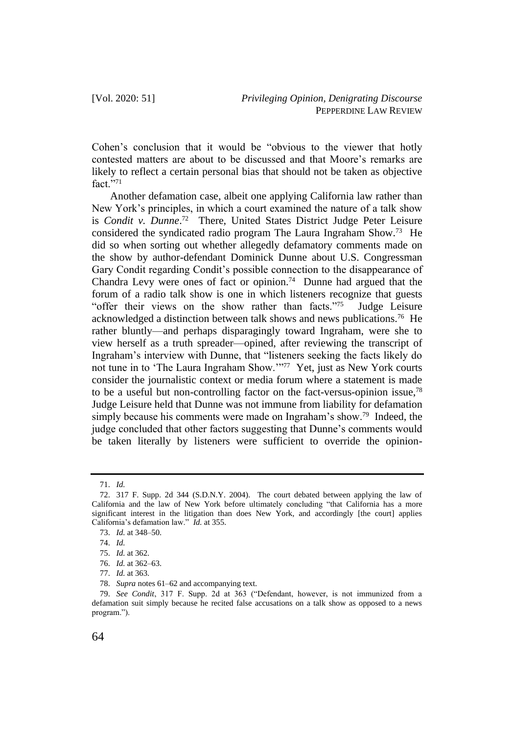Cohen's conclusion that it would be "obvious to the viewer that hotly contested matters are about to be discussed and that Moore's remarks are likely to reflect a certain personal bias that should not be taken as objective fact."[71]

Another defamation case, albeit one applying California law rather than New York's principles, in which a court examined the nature of a talk show is *Condit v. Dunne*.[72] There, United States District Judge Peter Leisure considered the syndicated radio program The Laura Ingraham Show.[73] He did so when sorting out whether allegedly defamatory comments made on the show by author-defendant Dominick Dunne about U.S. Congressman Gary Condit regarding Condit's possible connection to the disappearance of Chandra Levy were ones of fact or opinion.[74] Dunne had argued that the forum of a radio talk show is one in which listeners recognize that guests "offer their views on the show rather than facts."[75] Judge Leisure acknowledged a distinction between talk shows and news publications.[76] He rather bluntly—and perhaps disparagingly toward Ingraham, were she to view herself as a truth spreader—opined, after reviewing the transcript of Ingraham's interview with Dunne, that "listeners seeking the facts likely do not tune in to 'The Laura Ingraham Show.'"[77] Yet, just as New York courts consider the journalistic context or media forum where a statement is made to be a useful but non-controlling factor on the fact-versus-opinion issue,[78] Judge Leisure held that Dunne was not immune from liability for defamation simply because his comments were made on Ingraham's show.[79] Indeed, the judge concluded that other factors suggesting that Dunne's comments would be taken literally by listeners were sufficient to override the opinion-

---

71. *Id.*

72. 317 F. Supp. 2d 344 (S.D.N.Y. 2004). The court debated between applying the law of California and the law of New York before ultimately concluding "that California has a more significant interest in the litigation than does New York, and accordingly [the court] applies California's defamation law." *Id.* at 355.

73. *Id.* at 348–50.

74. *Id.*

75. *Id.* at 362.

76. *Id.* at 362–63.

77. *Id.* at 363.

78. *Supra* notes 61–62 and accompanying text.

79. *See Condit*, 317 F. Supp. 2d at 363 ("Defendant, however, is not immunized from a defamation suit simply because he recited false accusations on a talk show as opposed to a news program.").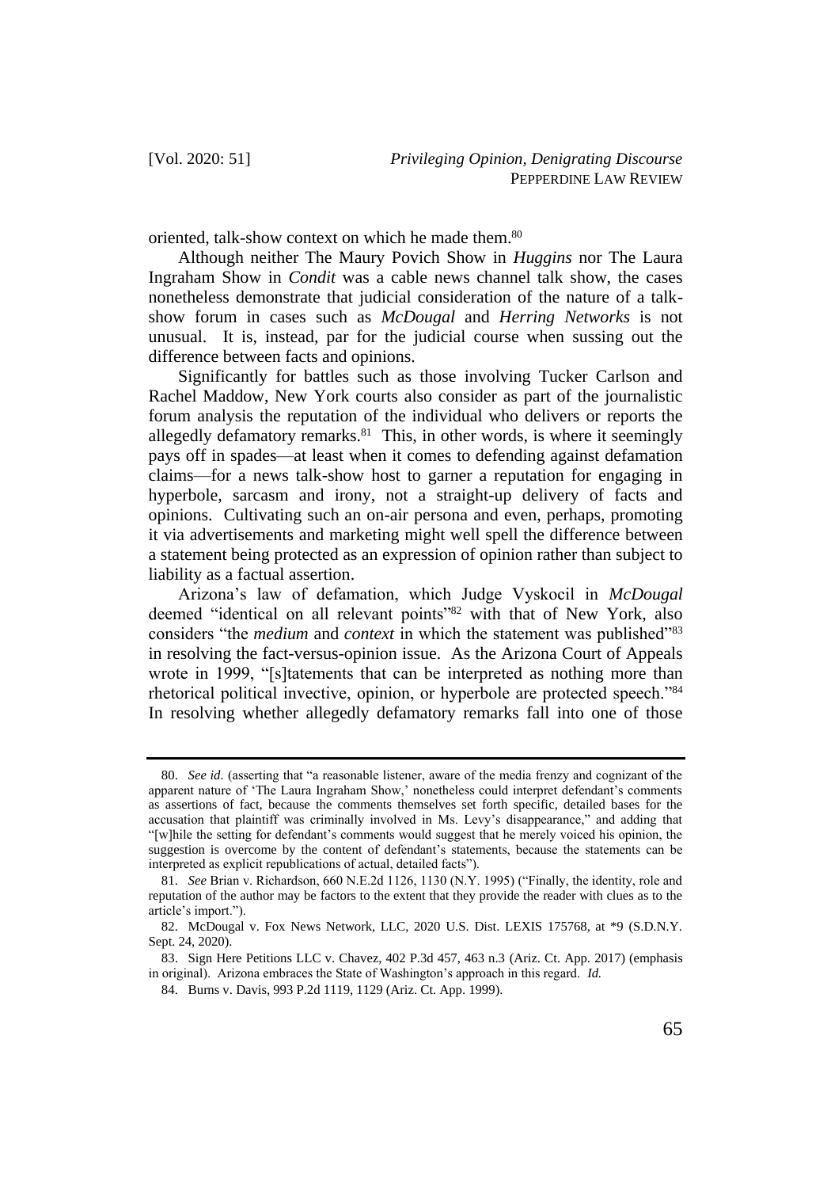oriented, talk-show context on which he made them.[80]

Although neither The Maury Povich Show in *Huggins* nor The Laura Ingraham Show in *Condit* was a cable news channel talk show, the cases nonetheless demonstrate that judicial consideration of the nature of a talk-show forum in cases such as *McDougal* and *Herring Networks* is not unusual. It is, instead, par for the judicial course when sussing out the difference between facts and opinions.

Significantly for battles such as those involving Tucker Carlson and Rachel Maddow, New York courts also consider as part of the journalistic forum analysis the reputation of the individual who delivers or reports the allegedly defamatory remarks.[81] This, in other words, is where it seemingly pays off in spades—at least when it comes to defending against defamation claims—for a news talk-show host to garner a reputation for engaging in hyperbole, sarcasm and irony, not a straight-up delivery of facts and opinions. Cultivating such an on-air persona and even, perhaps, promoting it via advertisements and marketing might well spell the difference between a statement being protected as an expression of opinion rather than subject to liability as a factual assertion.

Arizona's law of defamation, which Judge Vyskocil in *McDougal* deemed "identical on all relevant points"[82] with that of New York, also considers "the *medium* and *context* in which the statement was published"[83] in resolving the fact-versus-opinion issue. As the Arizona Court of Appeals wrote in 1999, "[s]tatements that can be interpreted as nothing more than rhetorical political invective, opinion, or hyperbole are protected speech."[84] In resolving whether allegedly defamatory remarks fall into one of those

---

80. *See id*. (asserting that "a reasonable listener, aware of the media frenzy and cognizant of the apparent nature of 'The Laura Ingraham Show,' nonetheless could interpret defendant's comments as assertions of fact, because the comments themselves set forth specific, detailed bases for the accusation that plaintiff was criminally involved in Ms. Levy's disappearance," and adding that "[w]hile the setting for defendant's comments would suggest that he merely voiced his opinion, the suggestion is overcome by the content of defendant's statements, because the statements can be interpreted as explicit republications of actual, detailed facts").

81. *See* Brian v. Richardson, 660 N.E.2d 1126, 1130 (N.Y. 1995) ("Finally, the identity, role and reputation of the author may be factors to the extent that they provide the reader with clues as to the article's import.").

82. McDougal v. Fox News Network, LLC, 2020 U.S. Dist. LEXIS 175768, at *9 (S.D.N.Y. Sept. 24, 2020).

83. Sign Here Petitions LLC v. Chavez, 402 P.3d 457, 463 n.3 (Ariz. Ct. App. 2017) (emphasis in original). Arizona embraces the State of Washington's approach in this regard. *Id.*

84. Burns v. Davis, 993 P.2d 1119, 1129 (Ariz. Ct. App. 1999).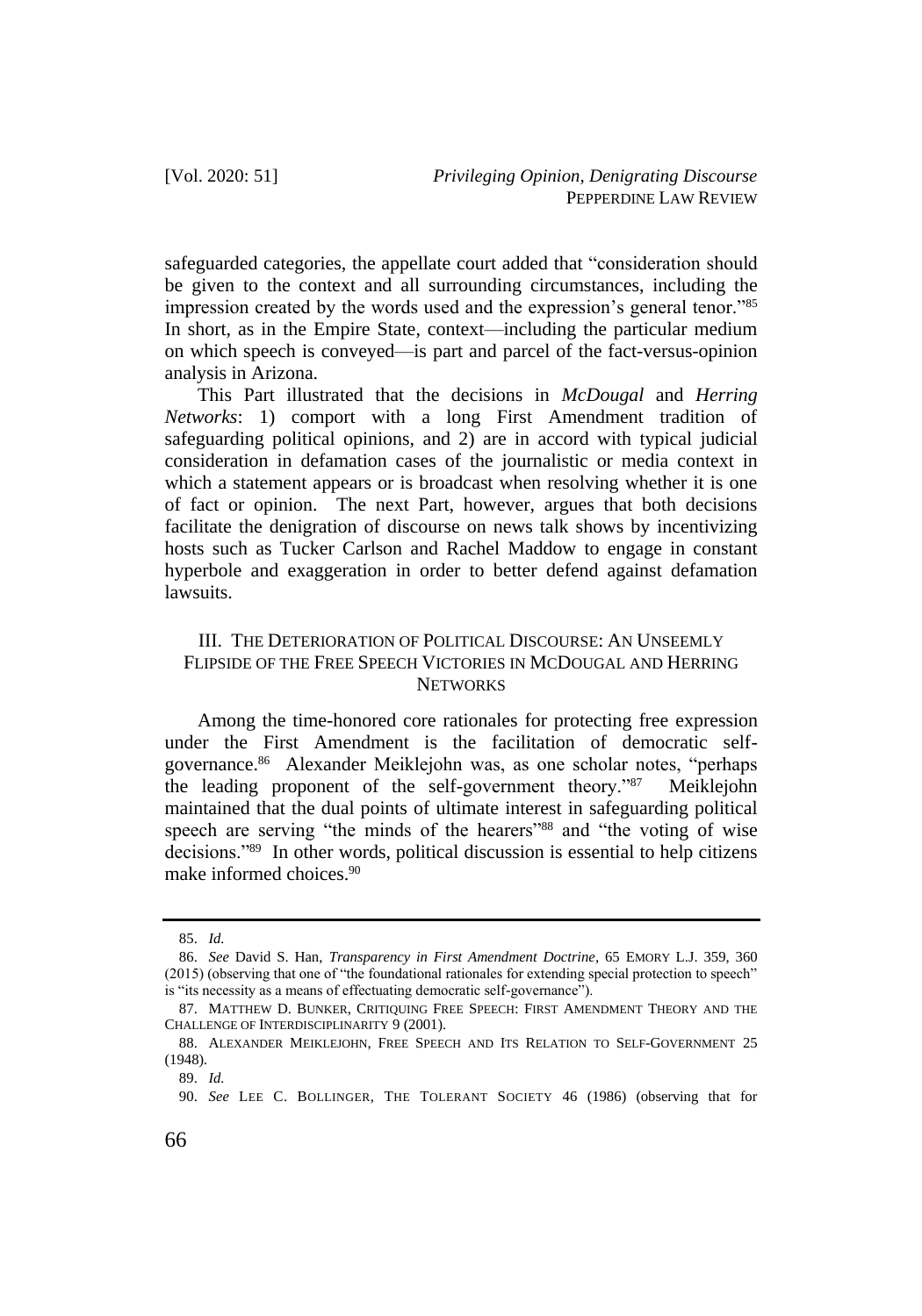safeguarded categories, the appellate court added that "consideration should be given to the context and all surrounding circumstances, including the impression created by the words used and the expression's general tenor."[85] In short, as in the Empire State, context—including the particular medium on which speech is conveyed—is part and parcel of the fact-versus-opinion analysis in Arizona.

This Part illustrated that the decisions in *McDougal* and *Herring Networks*: 1) comport with a long First Amendment tradition of safeguarding political opinions, and 2) are in accord with typical judicial consideration in defamation cases of the journalistic or media context in which a statement appears or is broadcast when resolving whether it is one of fact or opinion. The next Part, however, argues that both decisions facilitate the denigration of discourse on news talk shows by incentivizing hosts such as Tucker Carlson and Rachel Maddow to engage in constant hyperbole and exaggeration in order to better defend against defamation lawsuits.

## III. THE DETERIORATION OF POLITICAL DISCOURSE: AN UNSEEMLY FLIPSIDE OF THE FREE SPEECH VICTORIES IN MCDOUGAL AND HERRING NETWORKS

Among the time-honored core rationales for protecting free expression under the First Amendment is the facilitation of democratic self-governance.[86] Alexander Meiklejohn was, as one scholar notes, "perhaps the leading proponent of the self-government theory."[87] Meiklejohn maintained that the dual points of ultimate interest in safeguarding political speech are serving "the minds of the hearers"[88] and "the voting of wise decisions."[89] In other words, political discussion is essential to help citizens make informed choices.[90]

---

85. *Id.*

86. *See* David S. Han, *Transparency in First Amendment Doctrine*, 65 EMORY L.J. 359, 360 (2015) (observing that one of "the foundational rationales for extending special protection to speech" is "its necessity as a means of effectuating democratic self-governance").

87. MATTHEW D. BUNKER, CRITIQUING FREE SPEECH: FIRST AMENDMENT THEORY AND THE CHALLENGE OF INTERDISCIPLINARITY 9 (2001).

88. ALEXANDER MEIKLEJOHN, FREE SPEECH AND ITS RELATION TO SELF-GOVERNMENT 25 (1948).

89. *Id.*

90. *See* LEE C. BOLLINGER, THE TOLERANT SOCIETY 46 (1986) (observing that for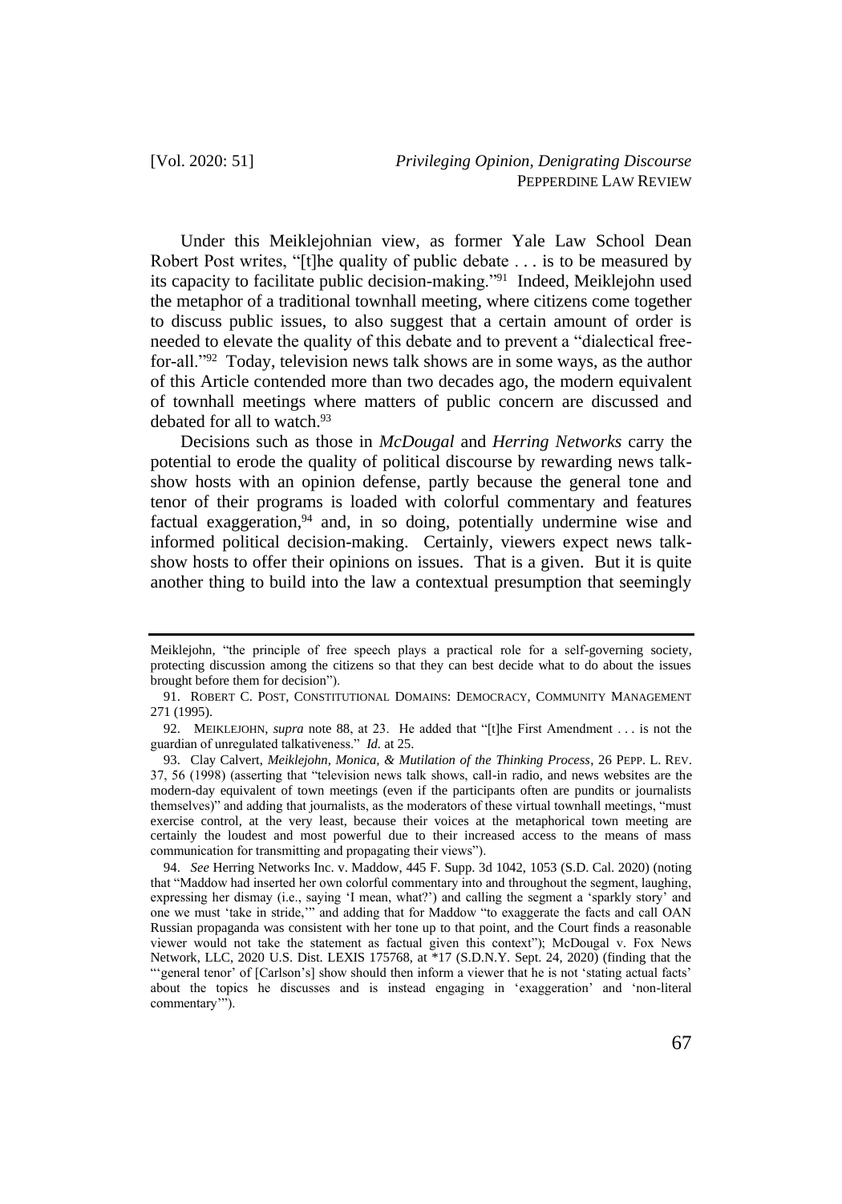Under this Meiklejohnian view, as former Yale Law School Dean Robert Post writes, "[t]he quality of public debate . . . is to be measured by its capacity to facilitate public decision-making."[91] Indeed, Meiklejohn used the metaphor of a traditional townhall meeting, where citizens come together to discuss public issues, to also suggest that a certain amount of order is needed to elevate the quality of this debate and to prevent a "dialectical free-for-all."[92] Today, television news talk shows are in some ways, as the author of this Article contended more than two decades ago, the modern equivalent of townhall meetings where matters of public concern are discussed and debated for all to watch.[93]

Decisions such as those in *McDougal* and *Herring Networks* carry the potential to erode the quality of political discourse by rewarding news talk-show hosts with an opinion defense, partly because the general tone and tenor of their programs is loaded with colorful commentary and features factual exaggeration,[94] and, in so doing, potentially undermine wise and informed political decision-making. Certainly, viewers expect news talk-show hosts to offer their opinions on issues. That is a given. But it is quite another thing to build into the law a contextual presumption that seemingly

---

Meiklejohn, "the principle of free speech plays a practical role for a self-governing society, protecting discussion among the citizens so that they can best decide what to do about the issues brought before them for decision").

91. ROBERT C. POST, CONSTITUTIONAL DOMAINS: DEMOCRACY, COMMUNITY MANAGEMENT 271 (1995).

92. MEIKLEJOHN, *supra* note 88, at 23. He added that "[t]he First Amendment . . . is not the guardian of unregulated talkativeness." *Id.* at 25.

93. Clay Calvert, *Meiklejohn, Monica, & Mutilation of the Thinking Process*, 26 PEPP. L. REV. 37, 56 (1998) (asserting that "television news talk shows, call-in radio, and news websites are the modern-day equivalent of town meetings (even if the participants often are pundits or journalists themselves)" and adding that journalists, as the moderators of these virtual townhall meetings, "must exercise control, at the very least, because their voices at the metaphorical town meeting are certainly the loudest and most powerful due to their increased access to the means of mass communication for transmitting and propagating their views").

94. *See* Herring Networks Inc. v. Maddow, 445 F. Supp. 3d 1042, 1053 (S.D. Cal. 2020) (noting that "Maddow had inserted her own colorful commentary into and throughout the segment, laughing, expressing her dismay (i.e., saying 'I mean, what?') and calling the segment a 'sparkly story' and one we must 'take in stride,'" and adding that for Maddow "to exaggerate the facts and call OAN Russian propaganda was consistent with her tone up to that point, and the Court finds a reasonable viewer would not take the statement as factual given this context"); McDougal v. Fox News Network, LLC, 2020 U.S. Dist. LEXIS 175768, at *17 (S.D.N.Y. Sept. 24, 2020) (finding that the "'general tenor' of [Carlson's] show should then inform a viewer that he is not 'stating actual facts' about the topics he discusses and is instead engaging in 'exaggeration' and 'non-literal commentary'").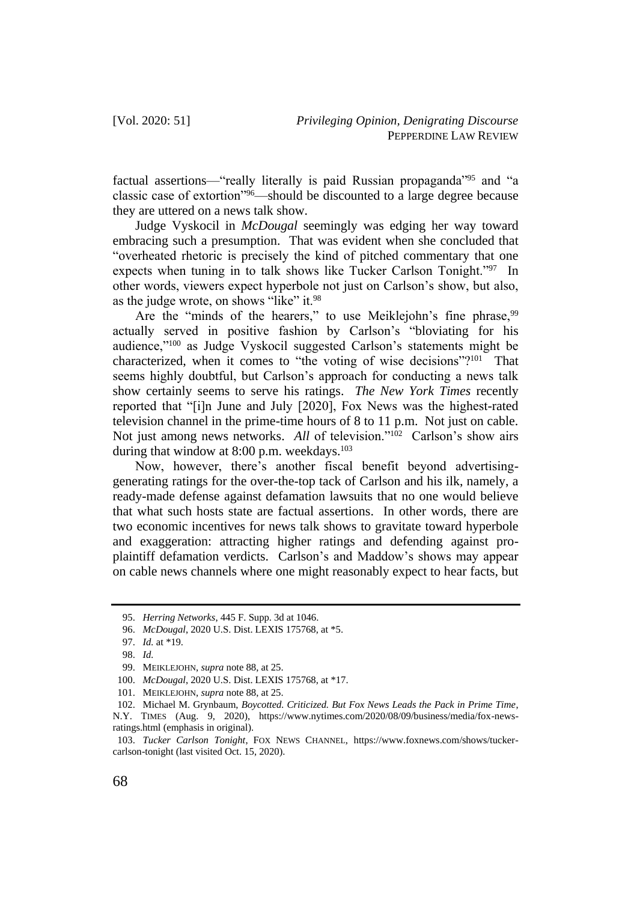factual assertions—"really literally is paid Russian propaganda"[95] and "a classic case of extortion"[96]—should be discounted to a large degree because they are uttered on a news talk show.

Judge Vyskocil in *McDougal* seemingly was edging her way toward embracing such a presumption. That was evident when she concluded that "overheated rhetoric is precisely the kind of pitched commentary that one expects when tuning in to talk shows like Tucker Carlson Tonight."[97] In other words, viewers expect hyperbole not just on Carlson's show, but also, as the judge wrote, on shows "like" it.[98]

Are the "minds of the hearers," to use Meiklejohn's fine phrase,[99] actually served in positive fashion by Carlson's "bloviating for his audience,"[100] as Judge Vyskocil suggested Carlson's statements might be characterized, when it comes to "the voting of wise decisions"?[101] That seems highly doubtful, but Carlson's approach for conducting a news talk show certainly seems to serve his ratings. *The New York Times* recently reported that "[i]n June and July [2020], Fox News was the highest-rated television channel in the prime-time hours of 8 to 11 p.m. Not just on cable. Not just among news networks. *All* of television."[102] Carlson's show airs during that window at 8:00 p.m. weekdays.[103]

Now, however, there's another fiscal benefit beyond advertising-generating ratings for the over-the-top tack of Carlson and his ilk, namely, a ready-made defense against defamation lawsuits that no one would believe that what such hosts state are factual assertions. In other words, there are two economic incentives for news talk shows to gravitate toward hyperbole and exaggeration: attracting higher ratings and defending against pro-plaintiff defamation verdicts. Carlson's and Maddow's shows may appear on cable news channels where one might reasonably expect to hear facts, but

---

95. *Herring Networks*, 445 F. Supp. 3d at 1046.

96. *McDougal*, 2020 U.S. Dist. LEXIS 175768, at *5.

97. *Id.* at *19.

98. *Id.*

99. MEIKLEJOHN, *supra* note 88, at 25.

100. *McDougal*, 2020 U.S. Dist. LEXIS 175768, at *17.

101. MEIKLEJOHN, *supra* note 88, at 25.

102. Michael M. Grynbaum, *Boycotted. Criticized. But Fox News Leads the Pack in Prime Time*, N.Y. TIMES (Aug. 9, 2020), https://www.nytimes.com/2020/08/09/business/media/fox-news-ratings.html (emphasis in original).

103. *Tucker Carlson Tonight*, FOX NEWS CHANNEL, https://www.foxnews.com/shows/tucker-carlson-tonight (last visited Oct. 15, 2020).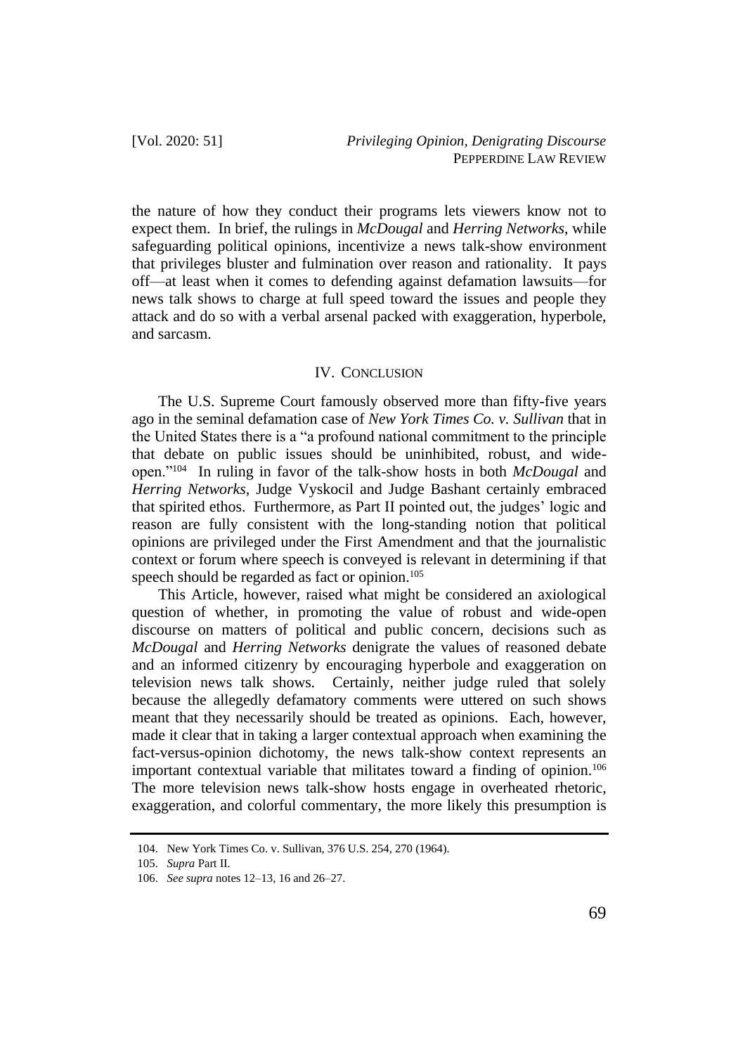the nature of how they conduct their programs lets viewers know not to expect them. In brief, the rulings in *McDougal* and *Herring Networks*, while safeguarding political opinions, incentivize a news talk-show environment that privileges bluster and fulmination over reason and rationality. It pays off—at least when it comes to defending against defamation lawsuits—for news talk shows to charge at full speed toward the issues and people they attack and do so with a verbal arsenal packed with exaggeration, hyperbole, and sarcasm.

## IV. CONCLUSION

The U.S. Supreme Court famously observed more than fifty-five years ago in the seminal defamation case of *New York Times Co. v. Sullivan* that in the United States there is a "a profound national commitment to the principle that debate on public issues should be uninhibited, robust, and wide-open."[104] In ruling in favor of the talk-show hosts in both *McDougal* and *Herring Networks*, Judge Vyskocil and Judge Bashant certainly embraced that spirited ethos. Furthermore, as Part II pointed out, the judges' logic and reason are fully consistent with the long-standing notion that political opinions are privileged under the First Amendment and that the journalistic context or forum where speech is conveyed is relevant in determining if that speech should be regarded as fact or opinion.[105]

This Article, however, raised what might be considered an axiological question of whether, in promoting the value of robust and wide-open discourse on matters of political and public concern, decisions such as *McDougal* and *Herring Networks* denigrate the values of reasoned debate and an informed citizenry by encouraging hyperbole and exaggeration on television news talk shows. Certainly, neither judge ruled that solely because the allegedly defamatory comments were uttered on such shows meant that they necessarily should be treated as opinions. Each, however, made it clear that in taking a larger contextual approach when examining the fact-versus-opinion dichotomy, the news talk-show context represents an important contextual variable that militates toward a finding of opinion.[106] The more television news talk-show hosts engage in overheated rhetoric, exaggeration, and colorful commentary, the more likely this presumption is

---

104. New York Times Co. v. Sullivan, 376 U.S. 254, 270 (1964).

105. *Supra* Part II.

106. *See supra* notes 12–13, 16 and 26–27.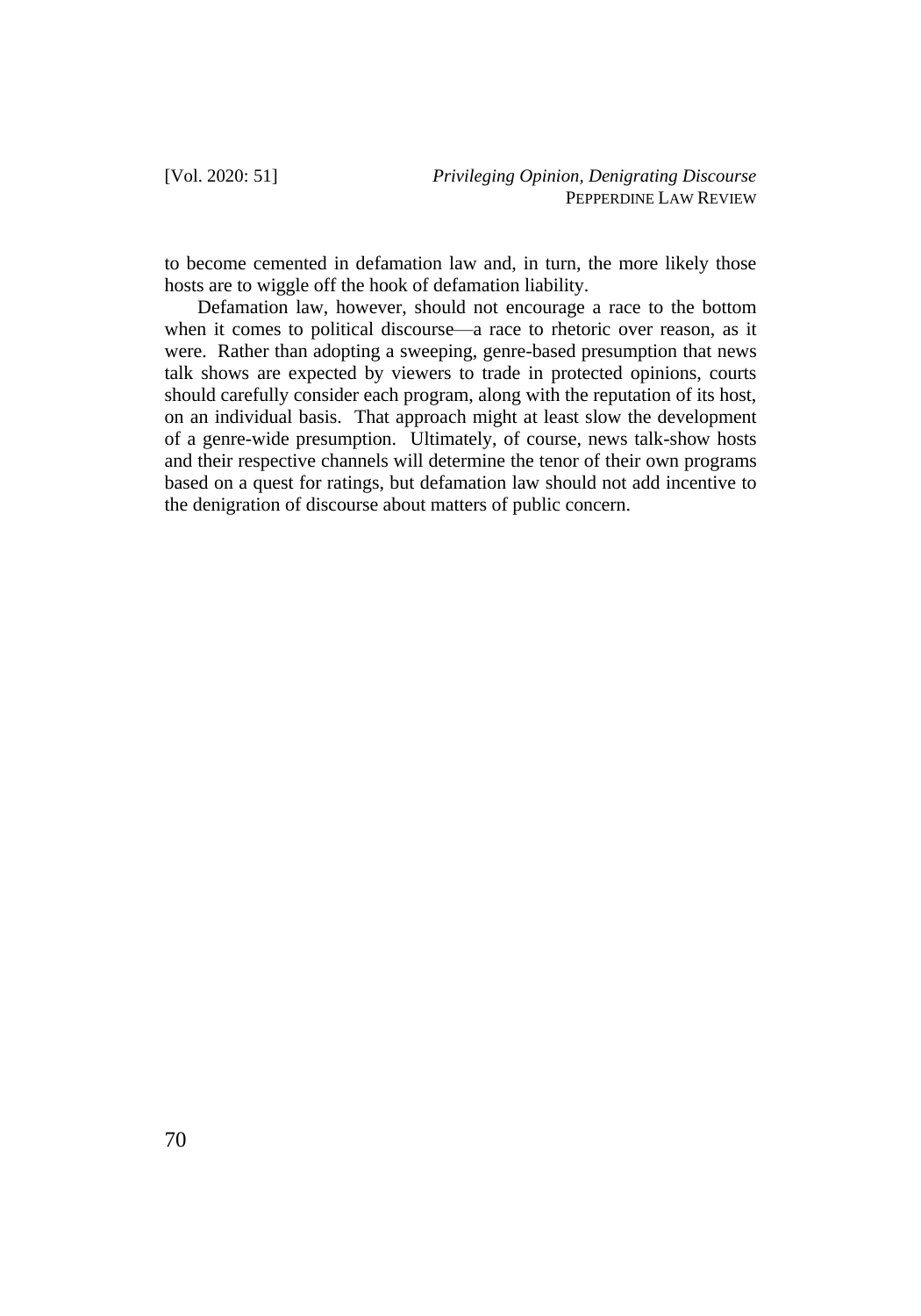to become cemented in defamation law and, in turn, the more likely those hosts are to wiggle off the hook of defamation liability.

Defamation law, however, should not encourage a race to the bottom when it comes to political discourse—a race to rhetoric over reason, as it were. Rather than adopting a sweeping, genre-based presumption that news talk shows are expected by viewers to trade in protected opinions, courts should carefully consider each program, along with the reputation of its host, on an individual basis. That approach might at least slow the development of a genre-wide presumption. Ultimately, of course, news talk-show hosts and their respective channels will determine the tenor of their own programs based on a quest for ratings, but defamation law should not add incentive to the denigration of discourse about matters of public concern.